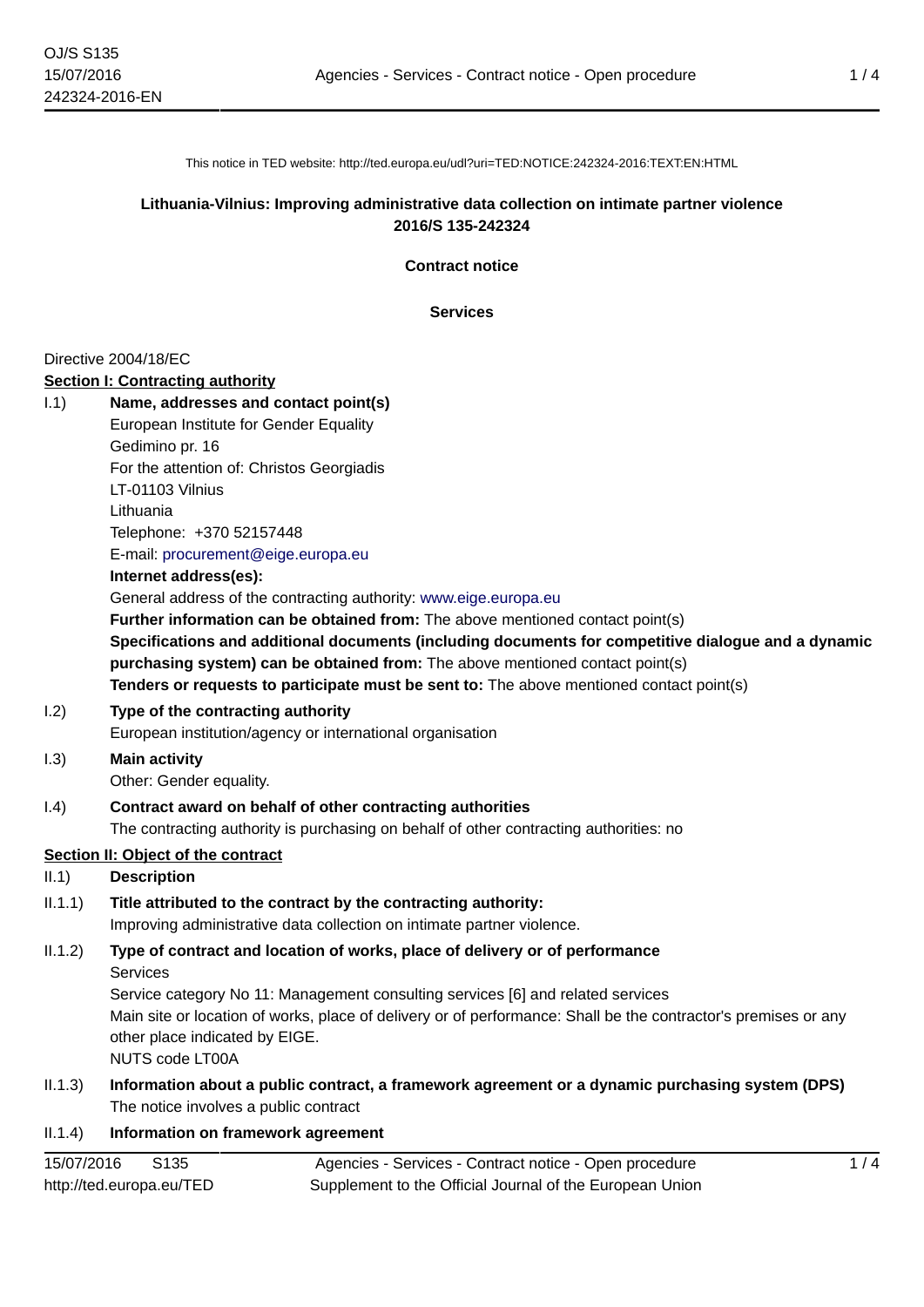This notice in TED website: http://ted.europa.eu/udl?uri=TED:NOTICE:242324-2016:TEXT:EN:HTML

**Lithuania-Vilnius: Improving administrative data collection on intimate partner violence**
**2016/S 135-242324**

**Contract notice**

**Services**

Directive 2004/18/EC

**Section I: Contracting authority**

I.1) **Name, addresses and contact point(s)**

European Institute for Gender Equality
Gedimino pr. 16
For the attention of: Christos Georgiadis
LT-01103 Vilnius
Lithuania
Telephone: +370 52157448
E-mail: procurement@eige.europa.eu

**Internet address(es):**

General address of the contracting authority: www.eige.europa.eu

**Further information can be obtained from:** The above mentioned contact point(s)

**Specifications and additional documents (including documents for competitive dialogue and a dynamic purchasing system) can be obtained from:** The above mentioned contact point(s)

**Tenders or requests to participate must be sent to:** The above mentioned contact point(s)

I.2) **Type of the contracting authority**

European institution/agency or international organisation

I.3) **Main activity**

Other: Gender equality.

I.4) **Contract award on behalf of other contracting authorities**

The contracting authority is purchasing on behalf of other contracting authorities: no

**Section II: Object of the contract**

II.1) **Description**

II.1.1) **Title attributed to the contract by the contracting authority:**

Improving administrative data collection on intimate partner violence.

II.1.2) **Type of contract and location of works, place of delivery or of performance**

Services
Service category No 11: Management consulting services [6] and related services
Main site or location of works, place of delivery or of performance: Shall be the contractor's premises or any other place indicated by EIGE.
NUTS code LT00A

II.1.3) **Information about a public contract, a framework agreement or a dynamic purchasing system (DPS)**

The notice involves a public contract

II.1.4) **Information on framework agreement**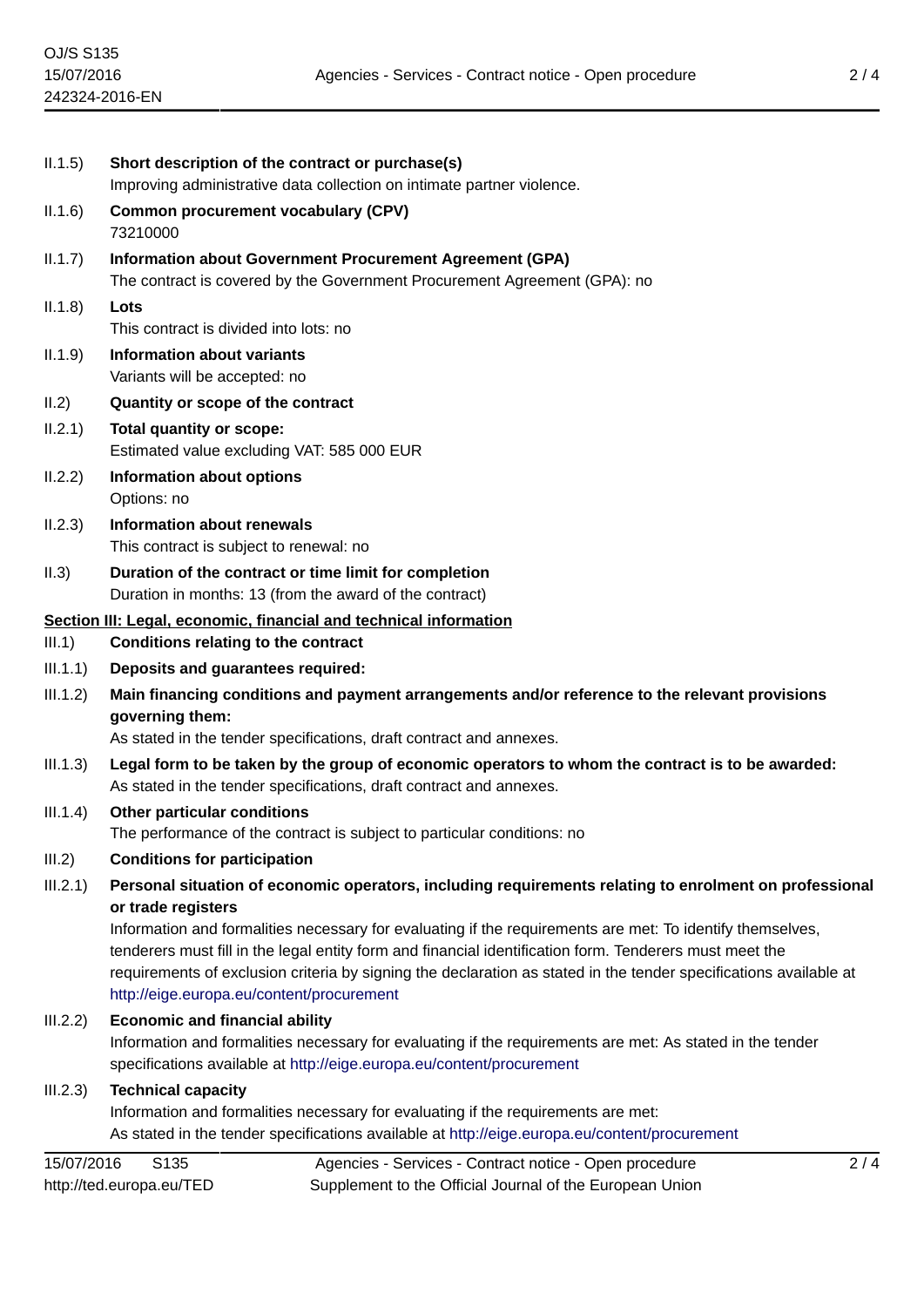II.1.5) **Short description of the contract or purchase(s)**
Improving administrative data collection on intimate partner violence.

II.1.6) **Common procurement vocabulary (CPV)**
73210000

II.1.7) **Information about Government Procurement Agreement (GPA)**
The contract is covered by the Government Procurement Agreement (GPA): no

II.1.8) **Lots**
This contract is divided into lots: no

II.1.9) **Information about variants**
Variants will be accepted: no

II.2) **Quantity or scope of the contract**

II.2.1) **Total quantity or scope:**
Estimated value excluding VAT: 585 000 EUR

II.2.2) **Information about options**
Options: no

II.2.3) **Information about renewals**
This contract is subject to renewal: no

II.3) **Duration of the contract or time limit for completion**
Duration in months: 13 (from the award of the contract)

## Section III: Legal, economic, financial and technical information

III.1) **Conditions relating to the contract**

III.1.1) **Deposits and guarantees required:**

III.1.2) **Main financing conditions and payment arrangements and/or reference to the relevant provisions governing them:**
As stated in the tender specifications, draft contract and annexes.

III.1.3) **Legal form to be taken by the group of economic operators to whom the contract is to be awarded:**
As stated in the tender specifications, draft contract and annexes.

III.1.4) **Other particular conditions**
The performance of the contract is subject to particular conditions: no

III.2) **Conditions for participation**

III.2.1) **Personal situation of economic operators, including requirements relating to enrolment on professional or trade registers**
Information and formalities necessary for evaluating if the requirements are met: To identify themselves, tenderers must fill in the legal entity form and financial identification form. Tenderers must meet the requirements of exclusion criteria by signing the declaration as stated in the tender specifications available at http://eige.europa.eu/content/procurement

III.2.2) **Economic and financial ability**
Information and formalities necessary for evaluating if the requirements are met: As stated in the tender specifications available at http://eige.europa.eu/content/procurement

III.2.3) **Technical capacity**
Information and formalities necessary for evaluating if the requirements are met:
As stated in the tender specifications available at http://eige.europa.eu/content/procurement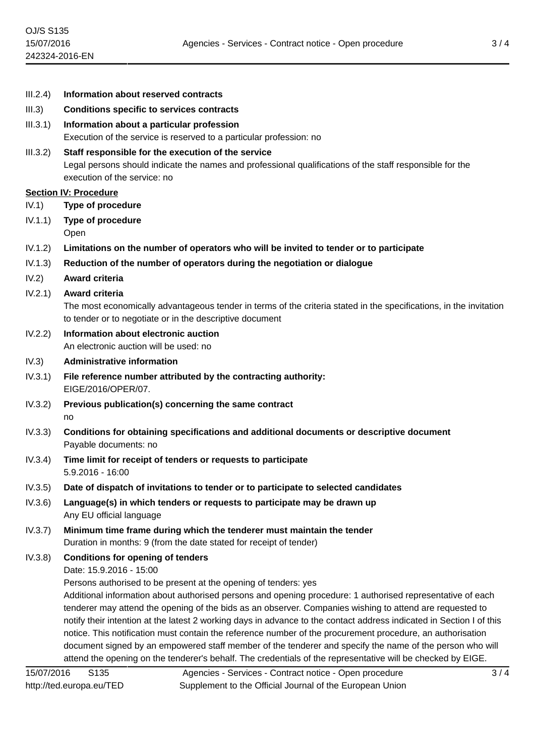III.2.4) **Information about reserved contracts**

III.3) **Conditions specific to services contracts**

III.3.1) **Information about a particular profession**

Execution of the service is reserved to a particular profession: no

III.3.2) **Staff responsible for the execution of the service**

Legal persons should indicate the names and professional qualifications of the staff responsible for the execution of the service: no

**Section IV: Procedure**

IV.1) **Type of procedure**

IV.1.1) **Type of procedure**

Open

IV.1.2) **Limitations on the number of operators who will be invited to tender or to participate**

IV.1.3) **Reduction of the number of operators during the negotiation or dialogue**

IV.2) **Award criteria**

IV.2.1) **Award criteria**

The most economically advantageous tender in terms of the criteria stated in the specifications, in the invitation to tender or to negotiate or in the descriptive document

IV.2.2) **Information about electronic auction**

An electronic auction will be used: no

IV.3) **Administrative information**

IV.3.1) **File reference number attributed by the contracting authority:**

EIGE/2016/OPER/07.

IV.3.2) **Previous publication(s) concerning the same contract**

no

IV.3.3) **Conditions for obtaining specifications and additional documents or descriptive document**

Payable documents: no

IV.3.4) **Time limit for receipt of tenders or requests to participate**

5.9.2016 - 16:00

IV.3.5) **Date of dispatch of invitations to tender or to participate to selected candidates**

IV.3.6) **Language(s) in which tenders or requests to participate may be drawn up**

Any EU official language

IV.3.7) **Minimum time frame during which the tenderer must maintain the tender**

Duration in months: 9 (from the date stated for receipt of tender)

IV.3.8) **Conditions for opening of tenders**

Date: 15.9.2016 - 15:00

Persons authorised to be present at the opening of tenders: yes

Additional information about authorised persons and opening procedure: 1 authorised representative of each tenderer may attend the opening of the bids as an observer. Companies wishing to attend are requested to notify their intention at the latest 2 working days in advance to the contact address indicated in Section I of this notice. This notification must contain the reference number of the procurement procedure, an authorisation document signed by an empowered staff member of the tenderer and specify the name of the person who will attend the opening on the tenderer's behalf. The credentials of the representative will be checked by EIGE.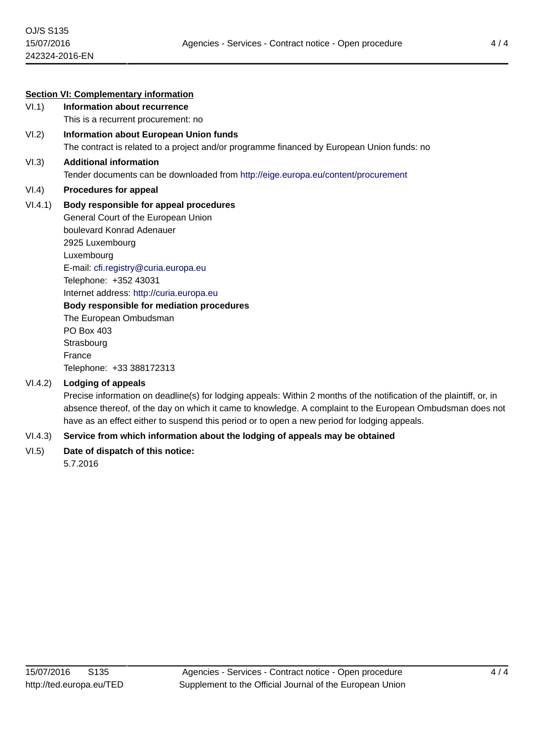**Section VI: Complementary information**

VI.1) **Information about recurrence**

This is a recurrent procurement: no

VI.2) **Information about European Union funds**

The contract is related to a project and/or programme financed by European Union funds: no

VI.3) **Additional information**

Tender documents can be downloaded from http://eige.europa.eu/content/procurement

VI.4) **Procedures for appeal**

VI.4.1) **Body responsible for appeal procedures**

General Court of the European Union
boulevard Konrad Adenauer
2925 Luxembourg
Luxembourg
E-mail: cfi.registry@curia.europa.eu
Telephone: +352 43031
Internet address: http://curia.europa.eu

**Body responsible for mediation procedures**

The European Ombudsman
PO Box 403
Strasbourg
France
Telephone: +33 388172313

VI.4.2) **Lodging of appeals**

Precise information on deadline(s) for lodging appeals: Within 2 months of the notification of the plaintiff, or, in absence thereof, of the day on which it came to knowledge. A complaint to the European Ombudsman does not have as an effect either to suspend this period or to open a new period for lodging appeals.

VI.4.3) **Service from which information about the lodging of appeals may be obtained**

VI.5) **Date of dispatch of this notice:**

5.7.2016